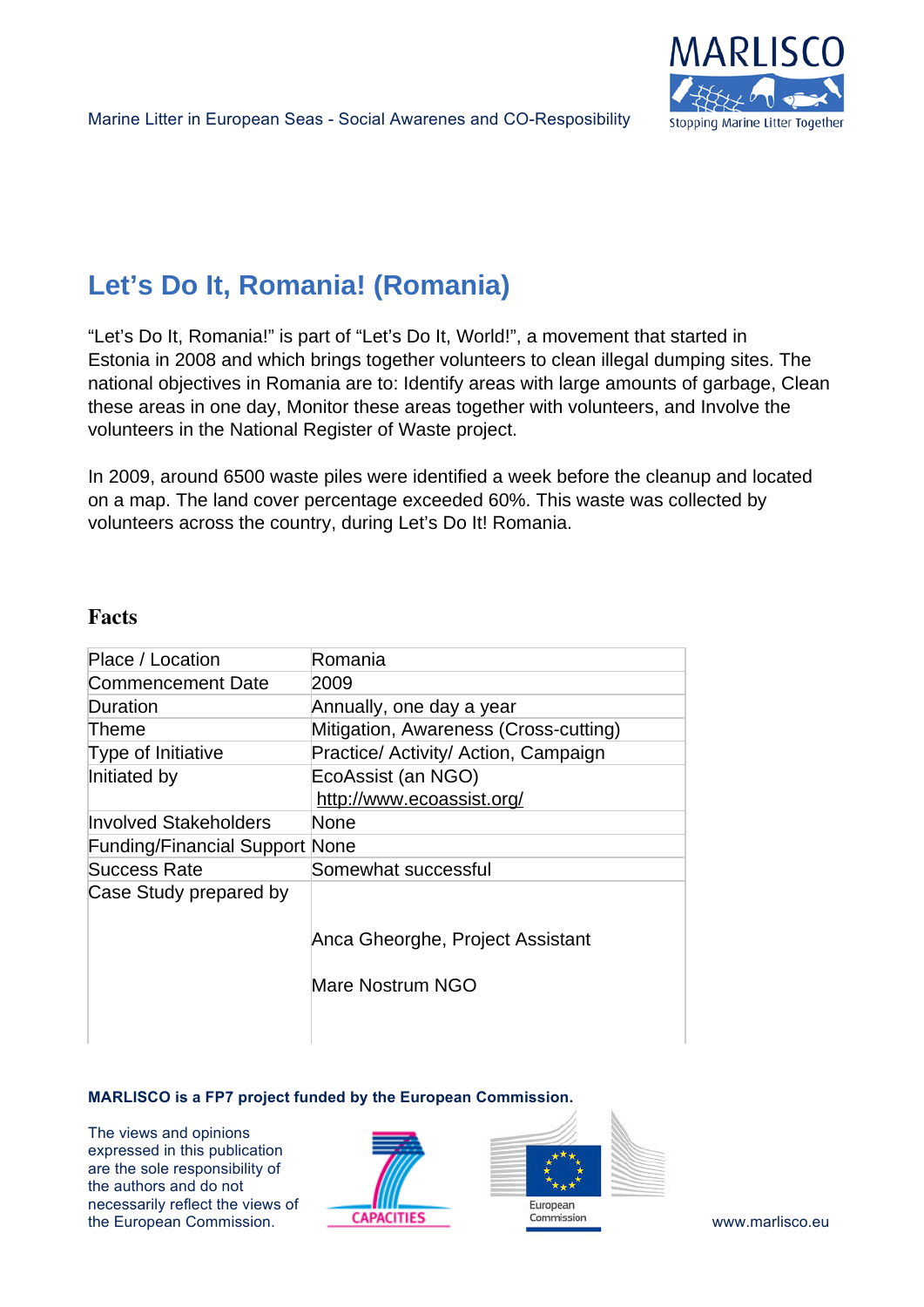# Let’s Do It, Romania! (Romania)

“Let’s Do It, Romania!” is part of “Let’s Do It, World!”, a movement that started in Estonia in 2008 and which brings together volunteers to clean illegal dumping sites. The national objectives in Romania are to: Identify areas with large amounts of garbage, Clean these areas in one day, Monitor these areas together with volunteers, and Involve the volunteers in the National Register of Waste project.

In 2009, around 6500 waste piles were identified a week before the cleanup and located on a map. The land cover percentage exceeded 60%. This waste was collected by volunteers across the country, during Let’s Do It! Romania.

## Facts

| | |
|---|---|
| Place / Location | Romania |
| Commencement Date | 2009 |
| Duration | Annually, one day a year |
| Theme | Mitigation, Awareness (Cross-cutting) |
| Type of Initiative | Practice/ Activity/ Action, Campaign |
| Initiated by | EcoAssist (an NGO) http://www.ecoassist.org/ |
| Involved Stakeholders | None |
| Funding/Financial Support | None |
| Success Rate | Somewhat successful |
| Case Study prepared by | Anca Gheorghe, Project Assistant<br><br>Mare Nostrum NGO |

**MARLISCO is a FP7 project funded by the European Commission.**

The views and opinions expressed in this publication are the sole responsibility of the authors and do not necessarily reflect the views of the European Commission.

www.marlisco.eu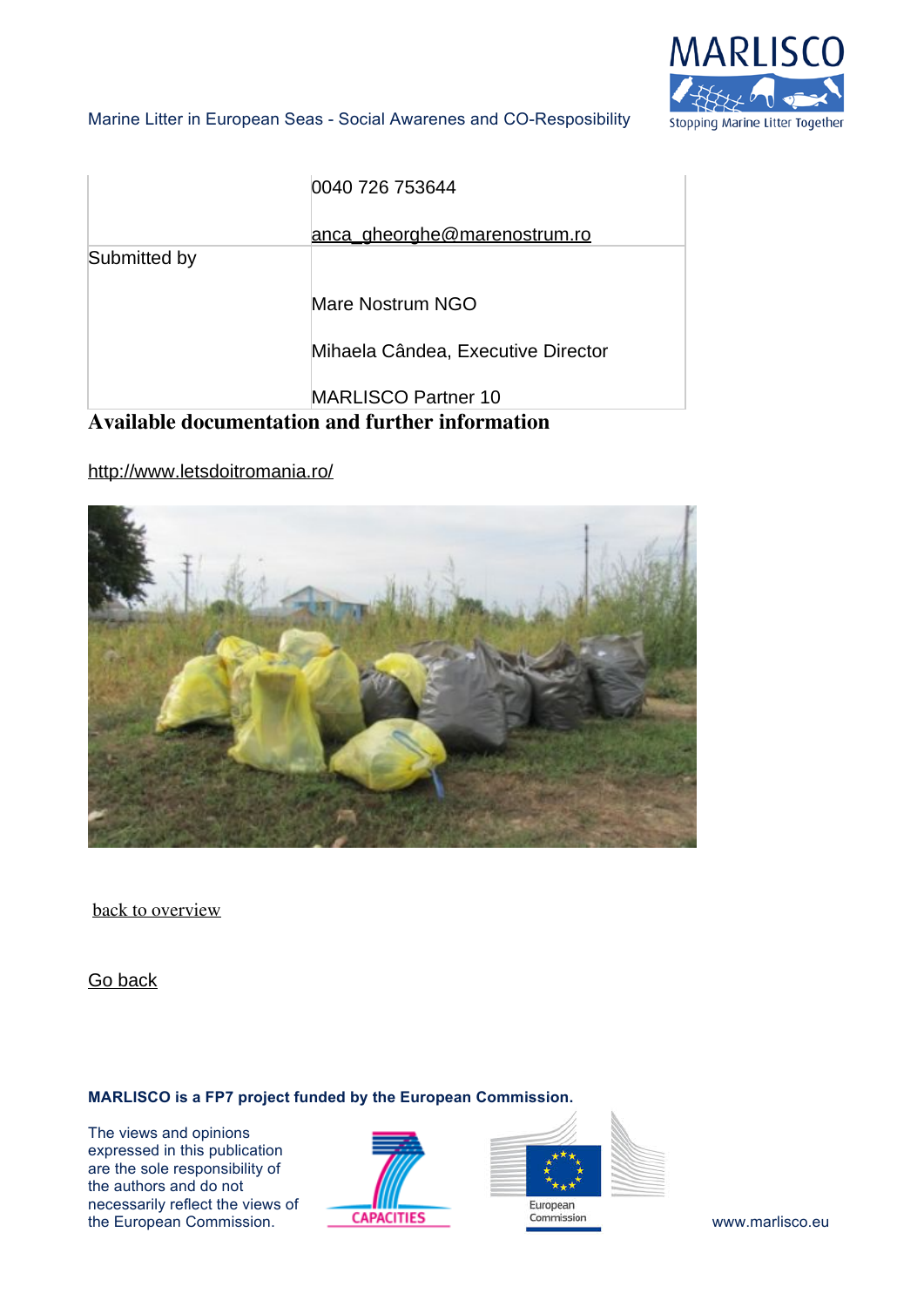| | |
|---|---|
| | 0040 726 753644<br><br>anca_gheorghe@marenostrum.ro |
| Submitted by | Mare Nostrum NGO<br><br>Mihaela Cândea, Executive Director<br><br>MARLISCO Partner 10 |

## Available documentation and further information

http://www.letsdoitromania.ro/

back to overview

Go back

**MARLISCO is a FP7 project funded by the European Commission.**

The views and opinions expressed in this publication are the sole responsibility of the authors and do not necessarily reflect the views of the European Commission.

www.marlisco.eu